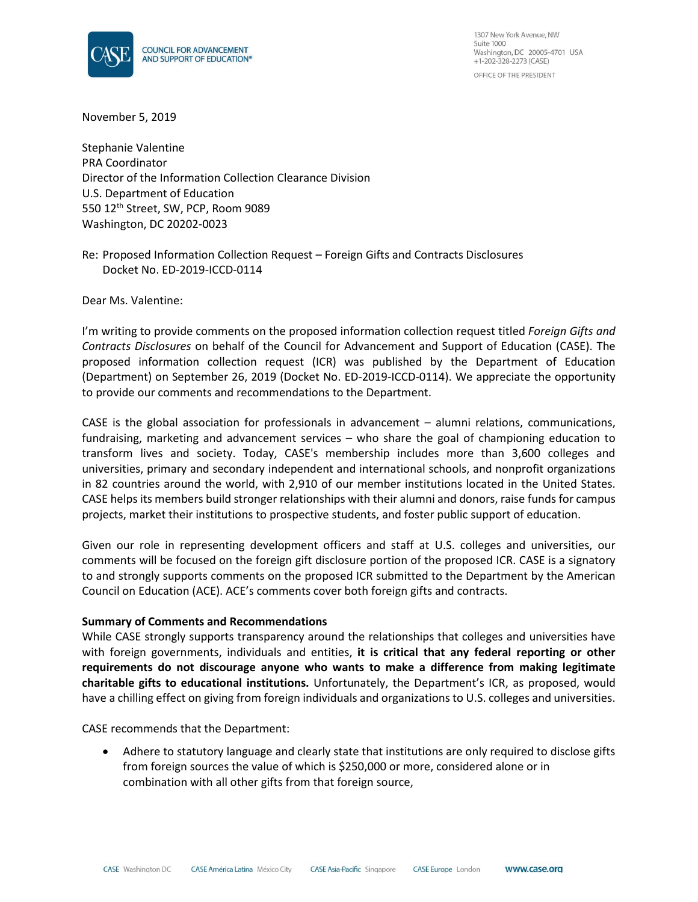COUNCIL FOR ADVANCEMENT AND SUPPORT OF EDUCATION®

1307 New York Avenue, NW
Suite 1000
Washington, DC 20005-4701 USA
+1-202-328-2273 (CASE)

OFFICE OF THE PRESIDENT

November 5, 2019

Stephanie Valentine
PRA Coordinator
Director of the Information Collection Clearance Division
U.S. Department of Education
550 12th Street, SW, PCP, Room 9089
Washington, DC 20202-0023

Re: Proposed Information Collection Request – Foreign Gifts and Contracts Disclosures
Docket No. ED-2019-ICCD-0114

Dear Ms. Valentine:

I'm writing to provide comments on the proposed information collection request titled *Foreign Gifts and Contracts Disclosures* on behalf of the Council for Advancement and Support of Education (CASE). The proposed information collection request (ICR) was published by the Department of Education (Department) on September 26, 2019 (Docket No. ED-2019-ICCD-0114). We appreciate the opportunity to provide our comments and recommendations to the Department.

CASE is the global association for professionals in advancement – alumni relations, communications, fundraising, marketing and advancement services – who share the goal of championing education to transform lives and society. Today, CASE's membership includes more than 3,600 colleges and universities, primary and secondary independent and international schools, and nonprofit organizations in 82 countries around the world, with 2,910 of our member institutions located in the United States. CASE helps its members build stronger relationships with their alumni and donors, raise funds for campus projects, market their institutions to prospective students, and foster public support of education.

Given our role in representing development officers and staff at U.S. colleges and universities, our comments will be focused on the foreign gift disclosure portion of the proposed ICR. CASE is a signatory to and strongly supports comments on the proposed ICR submitted to the Department by the American Council on Education (ACE). ACE's comments cover both foreign gifts and contracts.

**Summary of Comments and Recommendations**

While CASE strongly supports transparency around the relationships that colleges and universities have with foreign governments, individuals and entities, **it is critical that any federal reporting or other requirements do not discourage anyone who wants to make a difference from making legitimate charitable gifts to educational institutions.** Unfortunately, the Department's ICR, as proposed, would have a chilling effect on giving from foreign individuals and organizations to U.S. colleges and universities.

CASE recommends that the Department:

- Adhere to statutory language and clearly state that institutions are only required to disclose gifts from foreign sources the value of which is $250,000 or more, considered alone or in combination with all other gifts from that foreign source,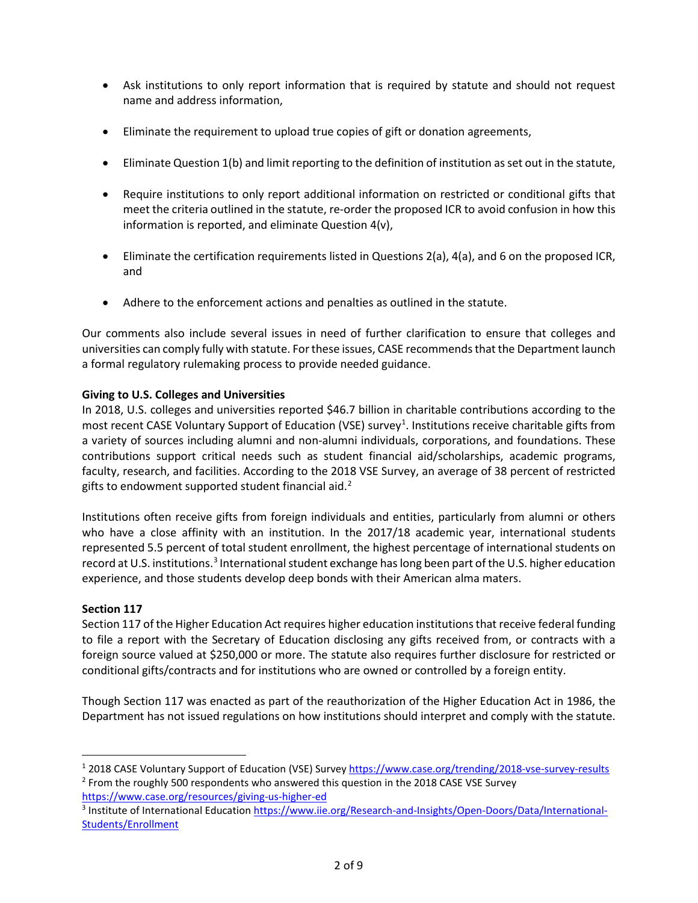- Ask institutions to only report information that is required by statute and should not request name and address information,

- Eliminate the requirement to upload true copies of gift or donation agreements,

- Eliminate Question 1(b) and limit reporting to the definition of institution as set out in the statute,

- Require institutions to only report additional information on restricted or conditional gifts that meet the criteria outlined in the statute, re-order the proposed ICR to avoid confusion in how this information is reported, and eliminate Question 4(v),

- Eliminate the certification requirements listed in Questions 2(a), 4(a), and 6 on the proposed ICR, and

- Adhere to the enforcement actions and penalties as outlined in the statute.

Our comments also include several issues in need of further clarification to ensure that colleges and universities can comply fully with statute. For these issues, CASE recommends that the Department launch a formal regulatory rulemaking process to provide needed guidance.

**Giving to U.S. Colleges and Universities**

In 2018, U.S. colleges and universities reported $46.7 billion in charitable contributions according to the most recent CASE Voluntary Support of Education (VSE) survey[1]. Institutions receive charitable gifts from a variety of sources including alumni and non-alumni individuals, corporations, and foundations. These contributions support critical needs such as student financial aid/scholarships, academic programs, faculty, research, and facilities. According to the 2018 VSE Survey, an average of 38 percent of restricted gifts to endowment supported student financial aid.[2]

Institutions often receive gifts from foreign individuals and entities, particularly from alumni or others who have a close affinity with an institution. In the 2017/18 academic year, international students represented 5.5 percent of total student enrollment, the highest percentage of international students on record at U.S. institutions.[3] International student exchange has long been part of the U.S. higher education experience, and those students develop deep bonds with their American alma maters.

**Section 117**

Section 117 of the Higher Education Act requires higher education institutions that receive federal funding to file a report with the Secretary of Education disclosing any gifts received from, or contracts with a foreign source valued at $250,000 or more. The statute also requires further disclosure for restricted or conditional gifts/contracts and for institutions who are owned or controlled by a foreign entity.

Though Section 117 was enacted as part of the reauthorization of the Higher Education Act in 1986, the Department has not issued regulations on how institutions should interpret and comply with the statute.

---

[1] 2018 CASE Voluntary Support of Education (VSE) Survey https://www.case.org/trending/2018-vse-survey-results

[2] From the roughly 500 respondents who answered this question in the 2018 CASE VSE Survey https://www.case.org/resources/giving-us-higher-ed

[3] Institute of International Education https://www.iie.org/Research-and-Insights/Open-Doors/Data/International-Students/Enrollment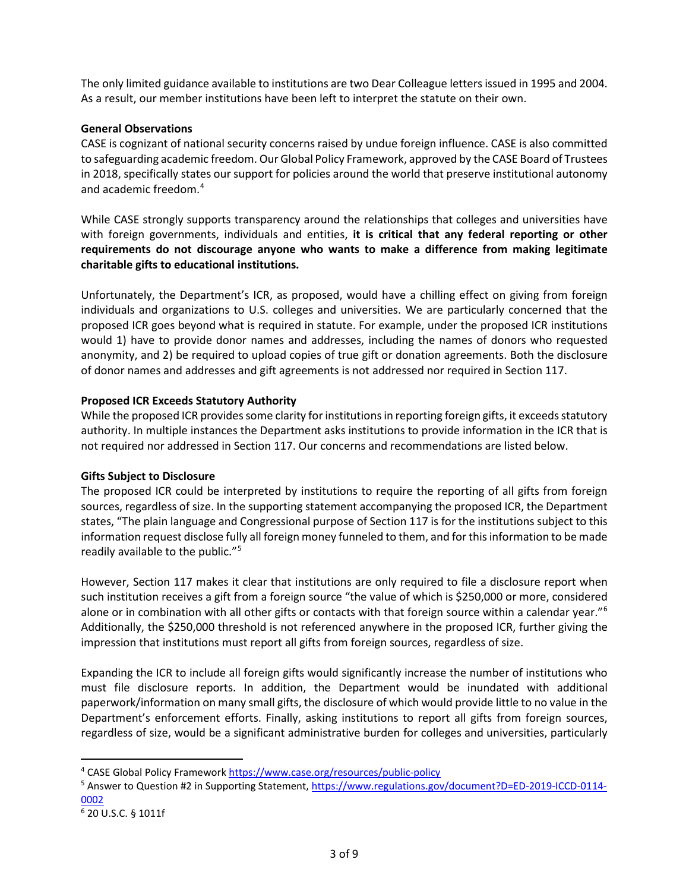The only limited guidance available to institutions are two Dear Colleague letters issued in 1995 and 2004. As a result, our member institutions have been left to interpret the statute on their own.

**General Observations**

CASE is cognizant of national security concerns raised by undue foreign influence. CASE is also committed to safeguarding academic freedom. Our Global Policy Framework, approved by the CASE Board of Trustees in 2018, specifically states our support for policies around the world that preserve institutional autonomy and academic freedom.[4]

While CASE strongly supports transparency around the relationships that colleges and universities have with foreign governments, individuals and entities, **it is critical that any federal reporting or other requirements do not discourage anyone who wants to make a difference from making legitimate charitable gifts to educational institutions.**

Unfortunately, the Department's ICR, as proposed, would have a chilling effect on giving from foreign individuals and organizations to U.S. colleges and universities. We are particularly concerned that the proposed ICR goes beyond what is required in statute. For example, under the proposed ICR institutions would 1) have to provide donor names and addresses, including the names of donors who requested anonymity, and 2) be required to upload copies of true gift or donation agreements. Both the disclosure of donor names and addresses and gift agreements is not addressed nor required in Section 117.

**Proposed ICR Exceeds Statutory Authority**

While the proposed ICR provides some clarity for institutions in reporting foreign gifts, it exceeds statutory authority. In multiple instances the Department asks institutions to provide information in the ICR that is not required nor addressed in Section 117. Our concerns and recommendations are listed below.

**Gifts Subject to Disclosure**

The proposed ICR could be interpreted by institutions to require the reporting of all gifts from foreign sources, regardless of size. In the supporting statement accompanying the proposed ICR, the Department states, "The plain language and Congressional purpose of Section 117 is for the institutions subject to this information request disclose fully all foreign money funneled to them, and for this information to be made readily available to the public."[5]

However, Section 117 makes it clear that institutions are only required to file a disclosure report when such institution receives a gift from a foreign source "the value of which is $250,000 or more, considered alone or in combination with all other gifts or contacts with that foreign source within a calendar year."[6] Additionally, the $250,000 threshold is not referenced anywhere in the proposed ICR, further giving the impression that institutions must report all gifts from foreign sources, regardless of size.

Expanding the ICR to include all foreign gifts would significantly increase the number of institutions who must file disclosure reports. In addition, the Department would be inundated with additional paperwork/information on many small gifts, the disclosure of which would provide little to no value in the Department's enforcement efforts. Finally, asking institutions to report all gifts from foreign sources, regardless of size, would be a significant administrative burden for colleges and universities, particularly

---

[4] CASE Global Policy Framework https://www.case.org/resources/public-policy

[5] Answer to Question #2 in Supporting Statement, https://www.regulations.gov/document?D=ED-2019-ICCD-0114-0002

[6] 20 U.S.C. § 1011f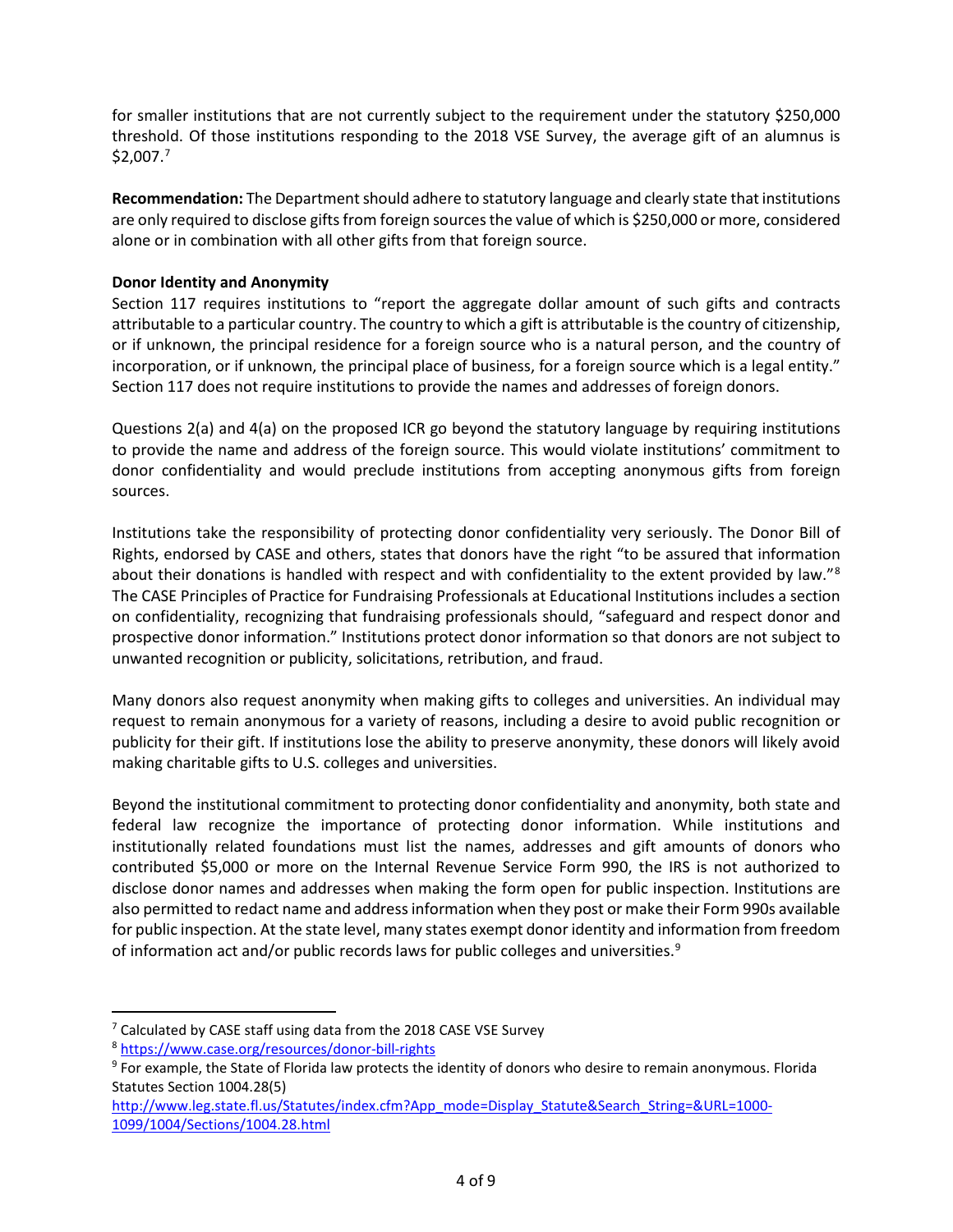for smaller institutions that are not currently subject to the requirement under the statutory $250,000 threshold. Of those institutions responding to the 2018 VSE Survey, the average gift of an alumnus is $2,007.[7]

**Recommendation:** The Department should adhere to statutory language and clearly state that institutions are only required to disclose gifts from foreign sources the value of which is $250,000 or more, considered alone or in combination with all other gifts from that foreign source.

**Donor Identity and Anonymity**

Section 117 requires institutions to "report the aggregate dollar amount of such gifts and contracts attributable to a particular country. The country to which a gift is attributable is the country of citizenship, or if unknown, the principal residence for a foreign source who is a natural person, and the country of incorporation, or if unknown, the principal place of business, for a foreign source which is a legal entity." Section 117 does not require institutions to provide the names and addresses of foreign donors.

Questions 2(a) and 4(a) on the proposed ICR go beyond the statutory language by requiring institutions to provide the name and address of the foreign source. This would violate institutions' commitment to donor confidentiality and would preclude institutions from accepting anonymous gifts from foreign sources.

Institutions take the responsibility of protecting donor confidentiality very seriously. The Donor Bill of Rights, endorsed by CASE and others, states that donors have the right "to be assured that information about their donations is handled with respect and with confidentiality to the extent provided by law."[8] The CASE Principles of Practice for Fundraising Professionals at Educational Institutions includes a section on confidentiality, recognizing that fundraising professionals should, "safeguard and respect donor and prospective donor information." Institutions protect donor information so that donors are not subject to unwanted recognition or publicity, solicitations, retribution, and fraud.

Many donors also request anonymity when making gifts to colleges and universities. An individual may request to remain anonymous for a variety of reasons, including a desire to avoid public recognition or publicity for their gift. If institutions lose the ability to preserve anonymity, these donors will likely avoid making charitable gifts to U.S. colleges and universities.

Beyond the institutional commitment to protecting donor confidentiality and anonymity, both state and federal law recognize the importance of protecting donor information. While institutions and institutionally related foundations must list the names, addresses and gift amounts of donors who contributed $5,000 or more on the Internal Revenue Service Form 990, the IRS is not authorized to disclose donor names and addresses when making the form open for public inspection. Institutions are also permitted to redact name and address information when they post or make their Form 990s available for public inspection. At the state level, many states exempt donor identity and information from freedom of information act and/or public records laws for public colleges and universities.[9]

---

[7] Calculated by CASE staff using data from the 2018 CASE VSE Survey

[8] https://www.case.org/resources/donor-bill-rights

[9] For example, the State of Florida law protects the identity of donors who desire to remain anonymous. Florida Statutes Section 1004.28(5) http://www.leg.state.fl.us/Statutes/index.cfm?App_mode=Display_Statute&Search_String=&URL=1000-1099/1004/Sections/1004.28.html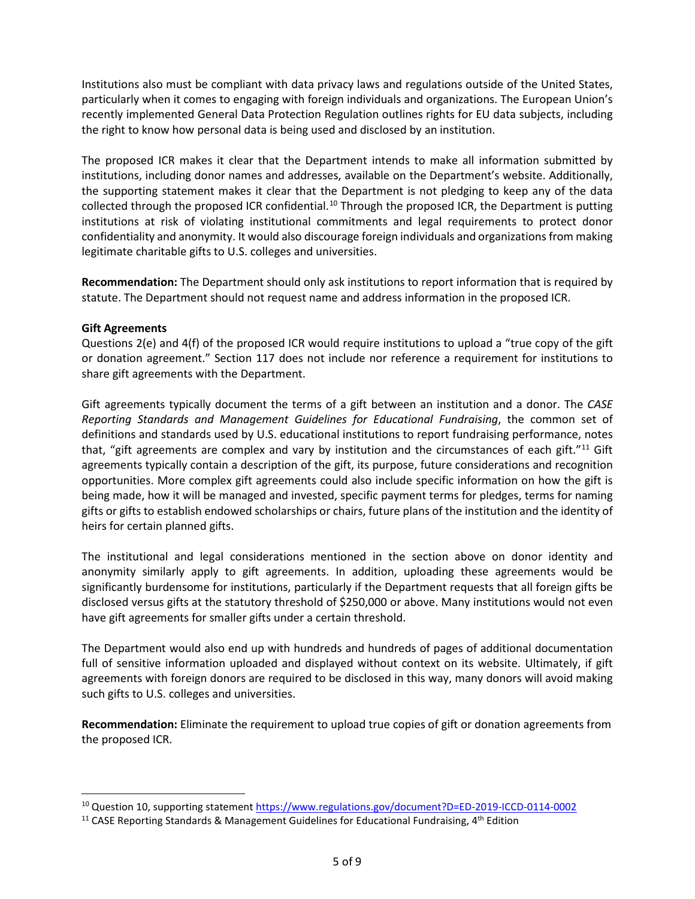Institutions also must be compliant with data privacy laws and regulations outside of the United States, particularly when it comes to engaging with foreign individuals and organizations. The European Union's recently implemented General Data Protection Regulation outlines rights for EU data subjects, including the right to know how personal data is being used and disclosed by an institution.

The proposed ICR makes it clear that the Department intends to make all information submitted by institutions, including donor names and addresses, available on the Department's website. Additionally, the supporting statement makes it clear that the Department is not pledging to keep any of the data collected through the proposed ICR confidential.[10] Through the proposed ICR, the Department is putting institutions at risk of violating institutional commitments and legal requirements to protect donor confidentiality and anonymity. It would also discourage foreign individuals and organizations from making legitimate charitable gifts to U.S. colleges and universities.

**Recommendation:** The Department should only ask institutions to report information that is required by statute. The Department should not request name and address information in the proposed ICR.

**Gift Agreements**

Questions 2(e) and 4(f) of the proposed ICR would require institutions to upload a "true copy of the gift or donation agreement." Section 117 does not include nor reference a requirement for institutions to share gift agreements with the Department.

Gift agreements typically document the terms of a gift between an institution and a donor. The *CASE Reporting Standards and Management Guidelines for Educational Fundraising*, the common set of definitions and standards used by U.S. educational institutions to report fundraising performance, notes that, "gift agreements are complex and vary by institution and the circumstances of each gift."[11] Gift agreements typically contain a description of the gift, its purpose, future considerations and recognition opportunities. More complex gift agreements could also include specific information on how the gift is being made, how it will be managed and invested, specific payment terms for pledges, terms for naming gifts or gifts to establish endowed scholarships or chairs, future plans of the institution and the identity of heirs for certain planned gifts.

The institutional and legal considerations mentioned in the section above on donor identity and anonymity similarly apply to gift agreements. In addition, uploading these agreements would be significantly burdensome for institutions, particularly if the Department requests that all foreign gifts be disclosed versus gifts at the statutory threshold of $250,000 or above. Many institutions would not even have gift agreements for smaller gifts under a certain threshold.

The Department would also end up with hundreds and hundreds of pages of additional documentation full of sensitive information uploaded and displayed without context on its website. Ultimately, if gift agreements with foreign donors are required to be disclosed in this way, many donors will avoid making such gifts to U.S. colleges and universities.

**Recommendation:** Eliminate the requirement to upload true copies of gift or donation agreements from the proposed ICR.

---

[10] Question 10, supporting statement https://www.regulations.gov/document?D=ED-2019-ICCD-0114-0002

[11] CASE Reporting Standards & Management Guidelines for Educational Fundraising, 4th Edition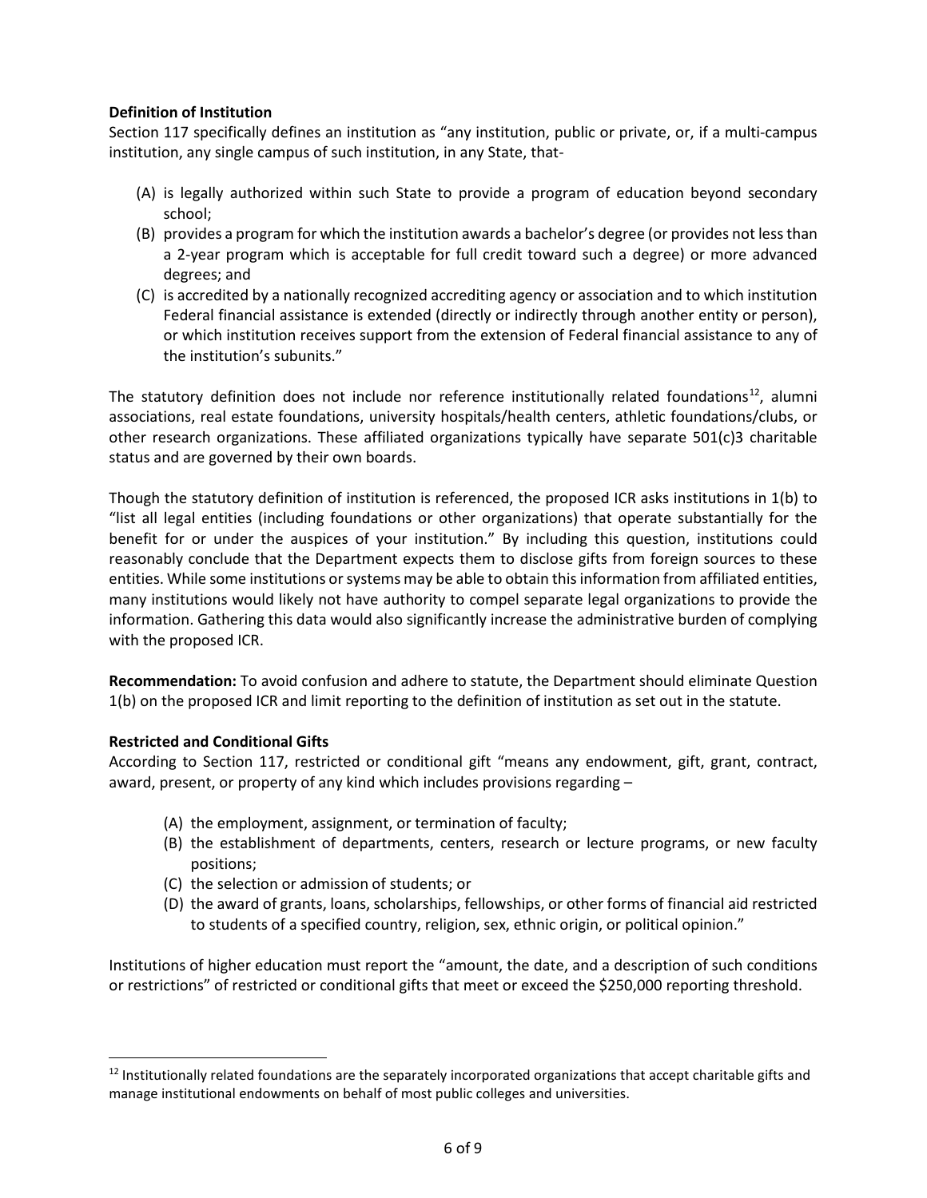**Definition of Institution**

Section 117 specifically defines an institution as "any institution, public or private, or, if a multi-campus institution, any single campus of such institution, in any State, that-

(A) is legally authorized within such State to provide a program of education beyond secondary school;
(B) provides a program for which the institution awards a bachelor's degree (or provides not less than a 2-year program which is acceptable for full credit toward such a degree) or more advanced degrees; and
(C) is accredited by a nationally recognized accrediting agency or association and to which institution Federal financial assistance is extended (directly or indirectly through another entity or person), or which institution receives support from the extension of Federal financial assistance to any of the institution's subunits."

The statutory definition does not include nor reference institutionally related foundations[12], alumni associations, real estate foundations, university hospitals/health centers, athletic foundations/clubs, or other research organizations. These affiliated organizations typically have separate 501(c)3 charitable status and are governed by their own boards.

Though the statutory definition of institution is referenced, the proposed ICR asks institutions in 1(b) to "list all legal entities (including foundations or other organizations) that operate substantially for the benefit for or under the auspices of your institution." By including this question, institutions could reasonably conclude that the Department expects them to disclose gifts from foreign sources to these entities. While some institutions or systems may be able to obtain this information from affiliated entities, many institutions would likely not have authority to compel separate legal organizations to provide the information. Gathering this data would also significantly increase the administrative burden of complying with the proposed ICR.

**Recommendation:** To avoid confusion and adhere to statute, the Department should eliminate Question 1(b) on the proposed ICR and limit reporting to the definition of institution as set out in the statute.

**Restricted and Conditional Gifts**

According to Section 117, restricted or conditional gift "means any endowment, gift, grant, contract, award, present, or property of any kind which includes provisions regarding –

(A) the employment, assignment, or termination of faculty;
(B) the establishment of departments, centers, research or lecture programs, or new faculty positions;
(C) the selection or admission of students; or
(D) the award of grants, loans, scholarships, fellowships, or other forms of financial aid restricted to students of a specified country, religion, sex, ethnic origin, or political opinion."

Institutions of higher education must report the "amount, the date, and a description of such conditions or restrictions" of restricted or conditional gifts that meet or exceed the $250,000 reporting threshold.

[12] Institutionally related foundations are the separately incorporated organizations that accept charitable gifts and manage institutional endowments on behalf of most public colleges and universities.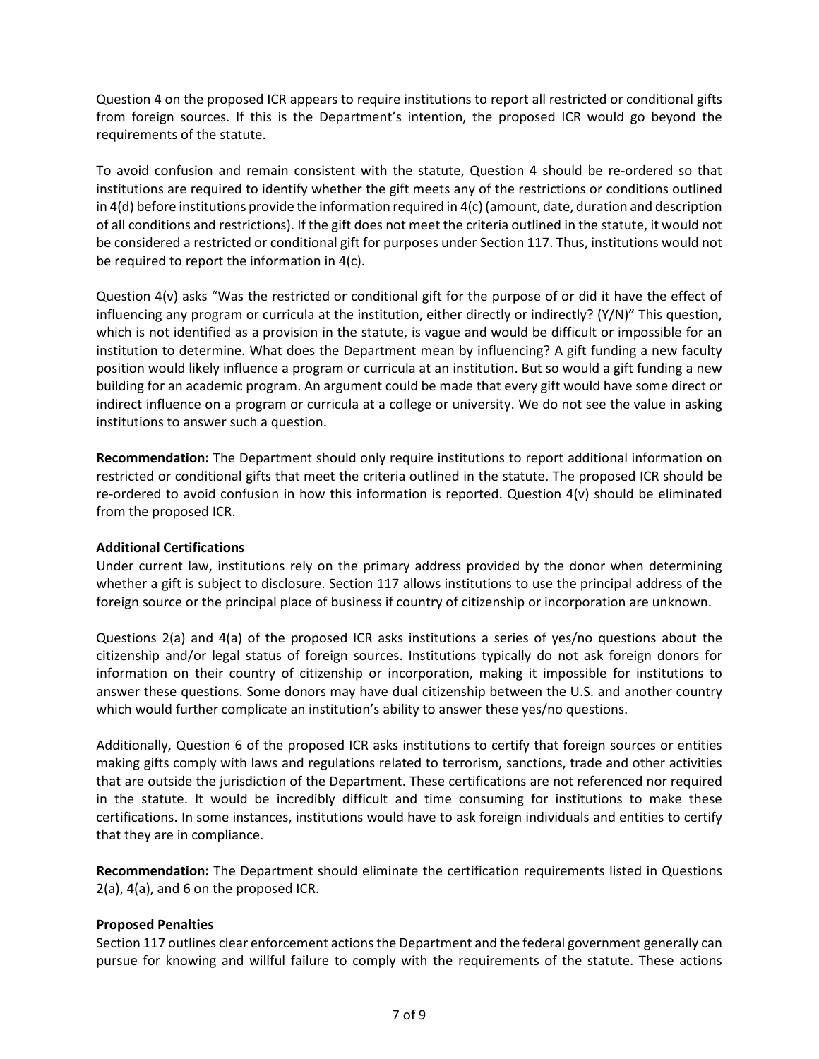Question 4 on the proposed ICR appears to require institutions to report all restricted or conditional gifts from foreign sources. If this is the Department's intention, the proposed ICR would go beyond the requirements of the statute.

To avoid confusion and remain consistent with the statute, Question 4 should be re-ordered so that institutions are required to identify whether the gift meets any of the restrictions or conditions outlined in 4(d) before institutions provide the information required in 4(c) (amount, date, duration and description of all conditions and restrictions). If the gift does not meet the criteria outlined in the statute, it would not be considered a restricted or conditional gift for purposes under Section 117. Thus, institutions would not be required to report the information in 4(c).

Question 4(v) asks "Was the restricted or conditional gift for the purpose of or did it have the effect of influencing any program or curricula at the institution, either directly or indirectly? (Y/N)" This question, which is not identified as a provision in the statute, is vague and would be difficult or impossible for an institution to determine. What does the Department mean by influencing? A gift funding a new faculty position would likely influence a program or curricula at an institution. But so would a gift funding a new building for an academic program. An argument could be made that every gift would have some direct or indirect influence on a program or curricula at a college or university. We do not see the value in asking institutions to answer such a question.

**Recommendation:** The Department should only require institutions to report additional information on restricted or conditional gifts that meet the criteria outlined in the statute. The proposed ICR should be re-ordered to avoid confusion in how this information is reported. Question 4(v) should be eliminated from the proposed ICR.

**Additional Certifications**

Under current law, institutions rely on the primary address provided by the donor when determining whether a gift is subject to disclosure. Section 117 allows institutions to use the principal address of the foreign source or the principal place of business if country of citizenship or incorporation are unknown.

Questions 2(a) and 4(a) of the proposed ICR asks institutions a series of yes/no questions about the citizenship and/or legal status of foreign sources. Institutions typically do not ask foreign donors for information on their country of citizenship or incorporation, making it impossible for institutions to answer these questions. Some donors may have dual citizenship between the U.S. and another country which would further complicate an institution's ability to answer these yes/no questions.

Additionally, Question 6 of the proposed ICR asks institutions to certify that foreign sources or entities making gifts comply with laws and regulations related to terrorism, sanctions, trade and other activities that are outside the jurisdiction of the Department. These certifications are not referenced nor required in the statute. It would be incredibly difficult and time consuming for institutions to make these certifications. In some instances, institutions would have to ask foreign individuals and entities to certify that they are in compliance.

**Recommendation:** The Department should eliminate the certification requirements listed in Questions 2(a), 4(a), and 6 on the proposed ICR.

**Proposed Penalties**

Section 117 outlines clear enforcement actions the Department and the federal government generally can pursue for knowing and willful failure to comply with the requirements of the statute. These actions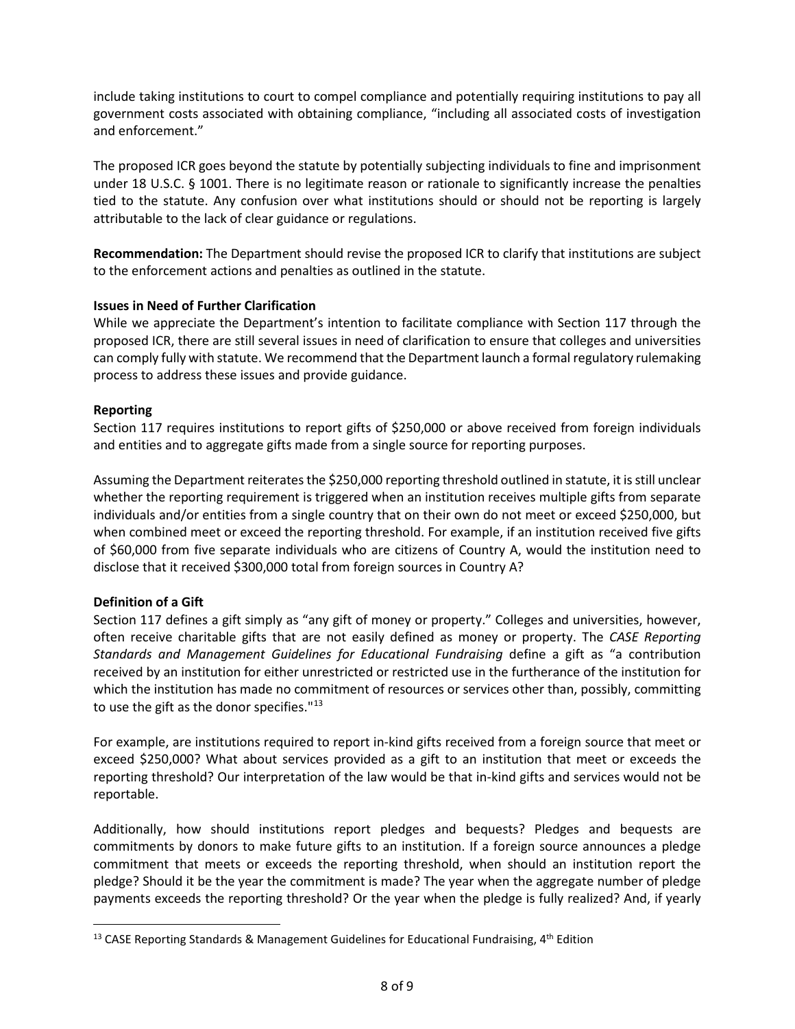include taking institutions to court to compel compliance and potentially requiring institutions to pay all government costs associated with obtaining compliance, "including all associated costs of investigation and enforcement."

The proposed ICR goes beyond the statute by potentially subjecting individuals to fine and imprisonment under 18 U.S.C. § 1001. There is no legitimate reason or rationale to significantly increase the penalties tied to the statute. Any confusion over what institutions should or should not be reporting is largely attributable to the lack of clear guidance or regulations.

**Recommendation:** The Department should revise the proposed ICR to clarify that institutions are subject to the enforcement actions and penalties as outlined in the statute.

**Issues in Need of Further Clarification**

While we appreciate the Department's intention to facilitate compliance with Section 117 through the proposed ICR, there are still several issues in need of clarification to ensure that colleges and universities can comply fully with statute. We recommend that the Department launch a formal regulatory rulemaking process to address these issues and provide guidance.

**Reporting**

Section 117 requires institutions to report gifts of $250,000 or above received from foreign individuals and entities and to aggregate gifts made from a single source for reporting purposes.

Assuming the Department reiterates the $250,000 reporting threshold outlined in statute, it is still unclear whether the reporting requirement is triggered when an institution receives multiple gifts from separate individuals and/or entities from a single country that on their own do not meet or exceed $250,000, but when combined meet or exceed the reporting threshold. For example, if an institution received five gifts of $60,000 from five separate individuals who are citizens of Country A, would the institution need to disclose that it received $300,000 total from foreign sources in Country A?

**Definition of a Gift**

Section 117 defines a gift simply as "any gift of money or property." Colleges and universities, however, often receive charitable gifts that are not easily defined as money or property. The *CASE Reporting Standards and Management Guidelines for Educational Fundraising* define a gift as "a contribution received by an institution for either unrestricted or restricted use in the furtherance of the institution for which the institution has made no commitment of resources or services other than, possibly, committing to use the gift as the donor specifies."[13]

For example, are institutions required to report in-kind gifts received from a foreign source that meet or exceed $250,000? What about services provided as a gift to an institution that meet or exceeds the reporting threshold? Our interpretation of the law would be that in-kind gifts and services would not be reportable.

Additionally, how should institutions report pledges and bequests? Pledges and bequests are commitments by donors to make future gifts to an institution. If a foreign source announces a pledge commitment that meets or exceeds the reporting threshold, when should an institution report the pledge? Should it be the year the commitment is made? The year when the aggregate number of pledge payments exceeds the reporting threshold? Or the year when the pledge is fully realized? And, if yearly

---

[13] CASE Reporting Standards & Management Guidelines for Educational Fundraising, 4th Edition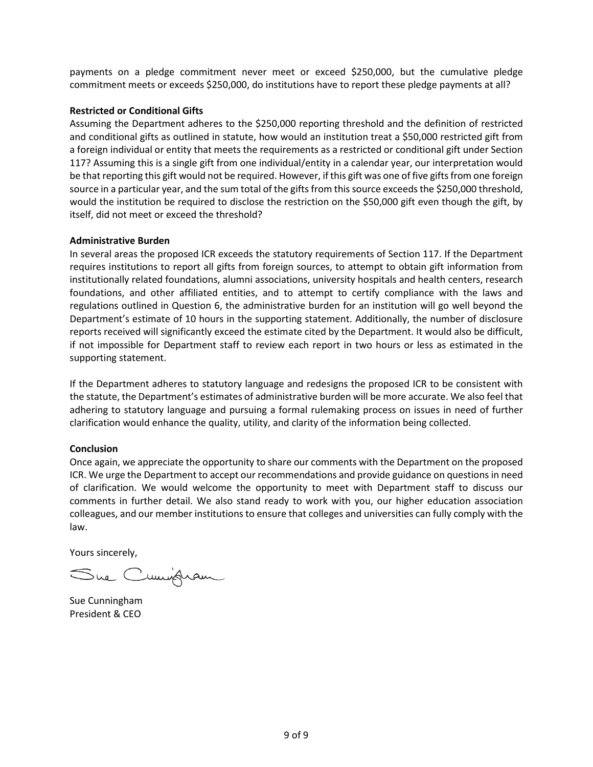payments on a pledge commitment never meet or exceed $250,000, but the cumulative pledge commitment meets or exceeds $250,000, do institutions have to report these pledge payments at all?

**Restricted or Conditional Gifts**

Assuming the Department adheres to the $250,000 reporting threshold and the definition of restricted and conditional gifts as outlined in statute, how would an institution treat a $50,000 restricted gift from a foreign individual or entity that meets the requirements as a restricted or conditional gift under Section 117? Assuming this is a single gift from one individual/entity in a calendar year, our interpretation would be that reporting this gift would not be required. However, if this gift was one of five gifts from one foreign source in a particular year, and the sum total of the gifts from this source exceeds the $250,000 threshold, would the institution be required to disclose the restriction on the $50,000 gift even though the gift, by itself, did not meet or exceed the threshold?

**Administrative Burden**

In several areas the proposed ICR exceeds the statutory requirements of Section 117. If the Department requires institutions to report all gifts from foreign sources, to attempt to obtain gift information from institutionally related foundations, alumni associations, university hospitals and health centers, research foundations, and other affiliated entities, and to attempt to certify compliance with the laws and regulations outlined in Question 6, the administrative burden for an institution will go well beyond the Department's estimate of 10 hours in the supporting statement. Additionally, the number of disclosure reports received will significantly exceed the estimate cited by the Department. It would also be difficult, if not impossible for Department staff to review each report in two hours or less as estimated in the supporting statement.

If the Department adheres to statutory language and redesigns the proposed ICR to be consistent with the statute, the Department's estimates of administrative burden will be more accurate. We also feel that adhering to statutory language and pursuing a formal rulemaking process on issues in need of further clarification would enhance the quality, utility, and clarity of the information being collected.

**Conclusion**

Once again, we appreciate the opportunity to share our comments with the Department on the proposed ICR. We urge the Department to accept our recommendations and provide guidance on questions in need of clarification. We would welcome the opportunity to meet with Department staff to discuss our comments in further detail. We also stand ready to work with you, our higher education association colleagues, and our member institutions to ensure that colleges and universities can fully comply with the law.

Yours sincerely,

Sue Cunningham

Sue Cunningham
President & CEO